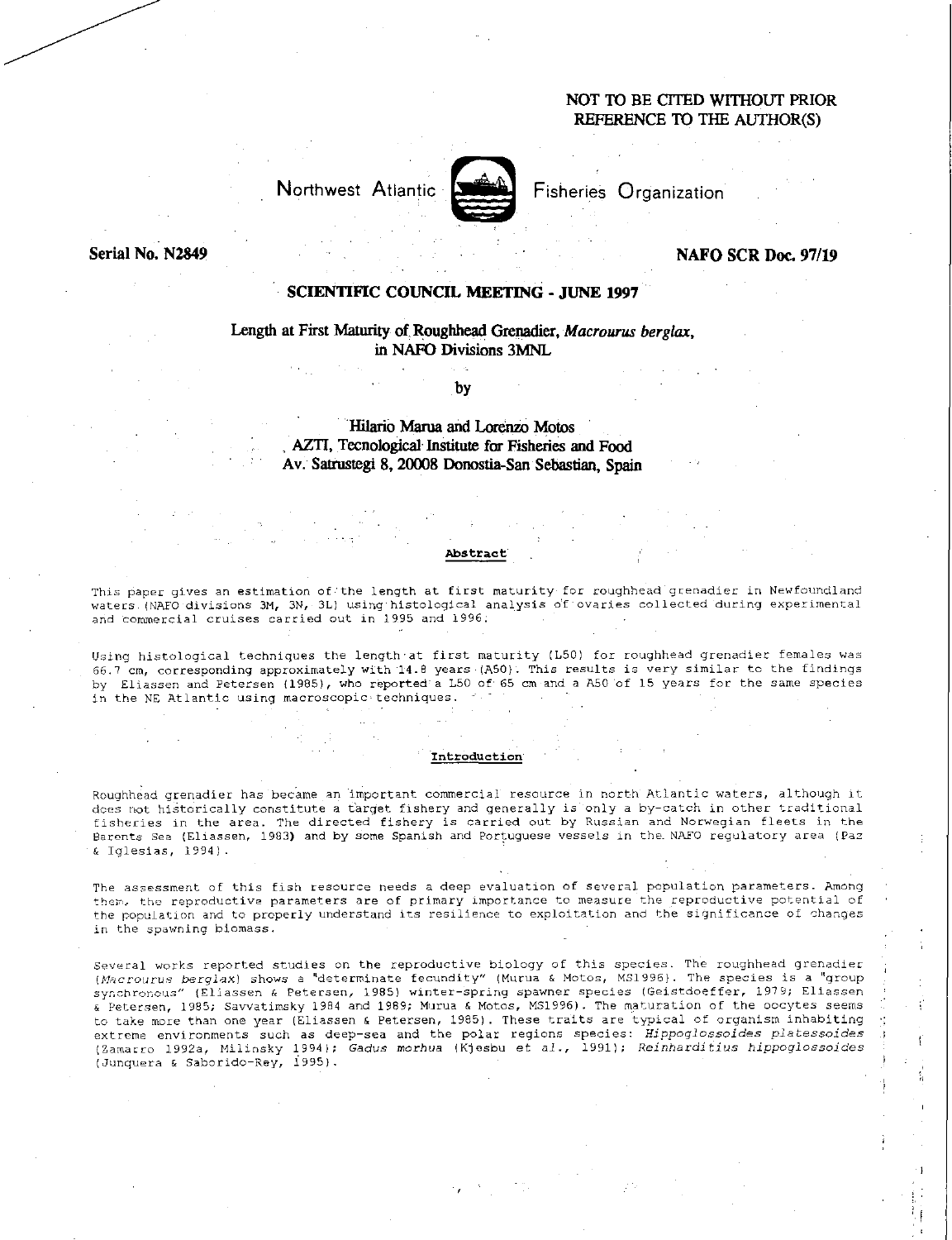NOT TO BE CITED WITHOUT PRIOR REFERENCE TO THE AUTHOR(S)

Northwest Atlantic Fisheries Organization

**Serial No. N2849** **NAFO SCR Doc. 97/19**

**SCIENTIFIC COUNCIL MEETING - JUNE 1997**

# Length at First Maturity of Roughhead Grenadier, *Macrourus berglax*, in NAFO Divisions 3MNL

by

Hilario Marua and Lorenzo Motos
AZTI, Tecnological Institute for Fisheries and Food
Av. Satrustegi 8, 20008 Donostia-San Sebastian, Spain

## Abstract

This paper gives an estimation of the length at first maturity for roughhead grenadier in Newfoundland waters (NAFO divisions 3M, 3N, 3L) using histological analysis of ovaries collected during experimental and commercial cruises carried out in 1995 and 1996.

Using histological techniques the length at first maturity (L50) for roughhead grenadier females was 66.7 cm, corresponding approximately with 14.8 years (A50). This results is very similar to the findings by Eliassen and Petersen (1985), who reported a L50 of 65 cm and a A50 of 15 years for the same species in the NE Atlantic using macroscopic techniques.

## Introduction

Roughhead grenadier has became an important commercial resource in north Atlantic waters, although it does not historically constitute a target fishery and generally is only a by-catch in other traditional fisheries in the area. The directed fishery is carried out by Russian and Norwegian fleets in the Barents Sea (Eliassen, 1983) and by some Spanish and Portuguese vessels in the NAFO regulatory area (Paz & Iglesias, 1994).

The assessment of this fish resource needs a deep evaluation of several population parameters. Among them, the reproductive parameters are of primary importance to measure the reproductive potential of the population and to properly understand its resilience to exploitation and the significance of changes in the spawning biomass.

Several works reported studies on the reproductive biology of this species. The roughhead grenadier (*Macrourus berglax*) shows a "determinate fecundity" (Murua & Motos, MS1996). The species is a "group synchronous" (Eliassen & Petersen, 1985) winter-spring spawner species (Geistdoeffer, 1979; Eliassen & Petersen, 1985; Savvatimsky 1984 and 1989; Murua & Motos, MS1996). The maturation of the oocytes seems to take more than one year (Eliassen & Petersen, 1985). These traits are typical of organism inhabiting extreme environments such as deep-sea and the polar regions species: *Hippoglossoides platessoides* (Zamarro 1992a, Milinsky 1994); *Gadus morhua* (Kjesbu et al., 1991); *Reinharditius hippoglossoides* (Junquera & Saborido-Rey, 1995).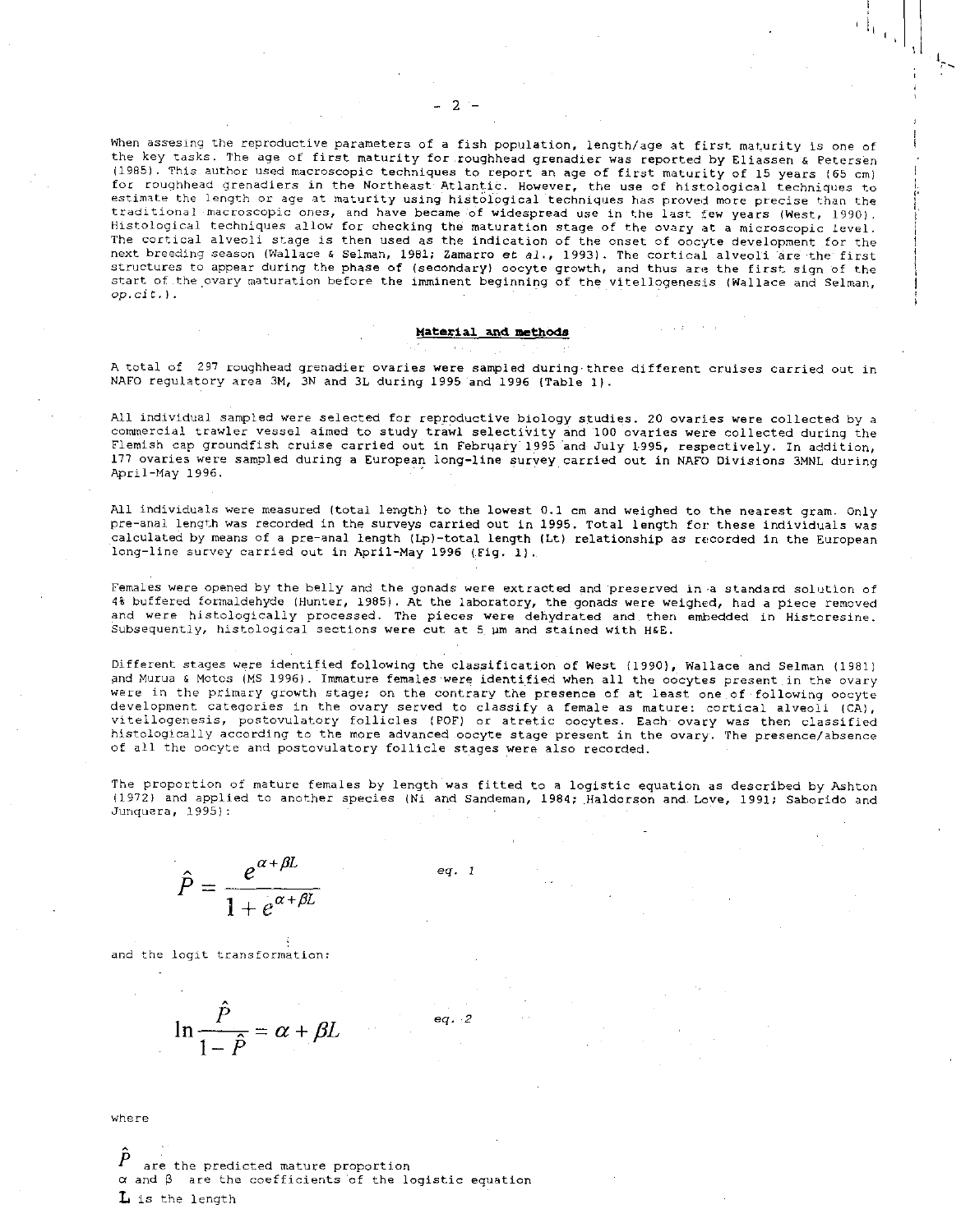When assesing the reproductive parameters of a fish population, length/age at first maturity is one of the key tasks. The age of first maturity for roughhead grenadier was reported by Eliassen & Petersen (1985). This author used macroscopic techniques to report an age of first maturity of 15 years (65 cm) for roughhead grenadiers in the Northeast Atlantic. However, the use of histological techniques to estimate the length or age at maturity using histological techniques has proved more precise than the traditional macroscopic ones, and have became of widespread use in the last few years (West, 1990). Histological techniques allow for checking the maturation stage of the ovary at a microscopic level. The cortical alveoli stage is then used as the indication of the onset of oocyte development for the next breeding season (Wallace & Selman, 1981; Zamarro *et al.*, 1993). The cortical alveoli are the first structures to appear during the phase of (secondary) oocyte growth, and thus are the first sign of the start of the ovary maturation before the imminent beginning of the vitellogenesis (Wallace and Selman, *op.cit.*).

## Material and methods

A total of 297 roughhead grenadier ovaries were sampled during three different cruises carried out in NAFO regulatory area 3M, 3N and 3L during 1995 and 1996 (Table 1).

All individual sampled were selected for reproductive biology studies. 20 ovaries were collected by a commercial trawler vessel aimed to study trawl selectivity and 100 ovaries were collected during the Flemish cap groundfish cruise carried out in February 1995 and July 1995, respectively. In addition, 177 ovaries were sampled during a European long-line survey carried out in NAFO Divisions 3MNL during April-May 1996.

All individuals were measured (total length) to the lowest 0.1 cm and weighed to the nearest gram. Only pre-anal length was recorded in the surveys carried out in 1995. Total length for these individuals was calculated by means of a pre-anal length (Lp)-total length (Lt) relationship as recorded in the European long-line survey carried out in April-May 1996 (Fig. 1).

Females were opened by the belly and the gonads were extracted and preserved in a standard solution of 4% buffered formaldehyde (Hunter, 1985). At the laboratory, the gonads were weighed, had a piece removed and were histologically processed. The pieces were dehydrated and then embedded in Historesine. Subsequently, histological sections were cut at 5 µm and stained with H&E.

Different stages were identified following the classification of West (1990), Wallace and Selman (1981) and Murua & Motos (MS 1996). Immature females were identified when all the oocytes present in the ovary were in the primary growth stage; on the contrary the presence of at least one of following oocyte development categories in the ovary served to classify a female as mature: cortical alveoli (CA), vitellogenesis, postovulatory follicles (POF) or atretic oocytes. Each ovary was then classified histologically according to the more advanced oocyte stage present in the ovary. The presence/absence of all the oocyte and postovulatory follicle stages were also recorded.

The proportion of mature females by length was fitted to a logistic equation as described by Ashton (1972) and applied to another species (Ni and Sandeman, 1984; Haldorson and Love, 1991; Saborido and Junquera, 1995):

$$\hat{P} = \frac{e^{\alpha + \beta L}}{1 + e^{\alpha + \beta L}} \qquad \text{eq. 1}$$

and the logit transformation:

$$\ln \frac{\hat{P}}{1 - \hat{P}} = \alpha + \beta L \qquad \text{eq. 2}$$

where

$\hat{P}$ are the predicted mature proportion
$\alpha$ and $\beta$ are the coefficients of the logistic equation
$L$ is the length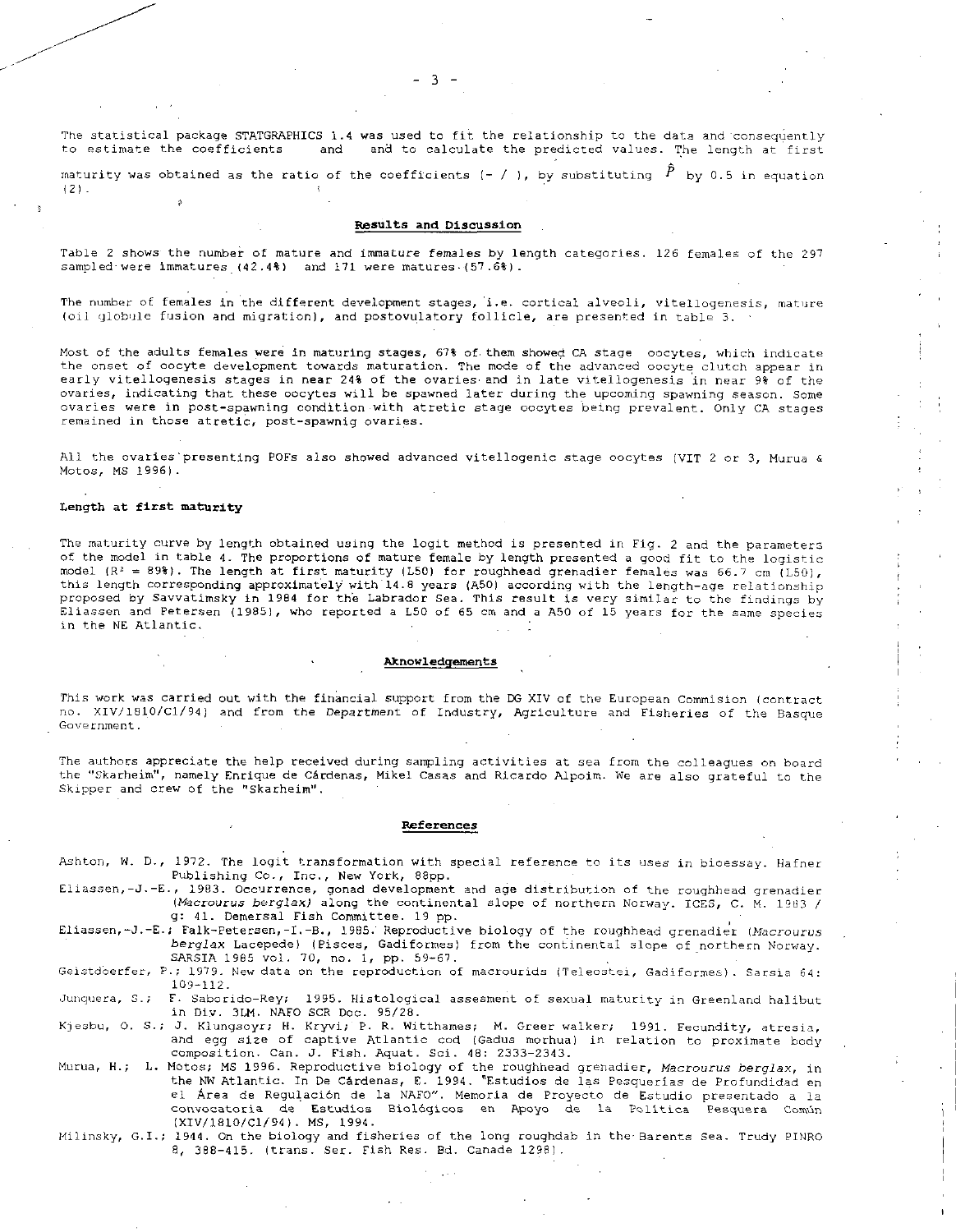The statistical package STATGRAPHICS 1.4 was used to fit the relationship to the data and consequently to estimate the coefficients and and to calculate the predicted values. The length at first maturity was obtained as the ratio of the coefficients (- / ), by substituting $\hat{P}$ by 0.5 in equation (2).

## Results and Discussion

Table 2 shows the number of mature and immature females by length categories. 126 females of the 297 sampled were immatures (42.4%) and 171 were matures (57.6%).

The number of females in the different development stages, i.e. cortical alveoli, vitellogenesis, mature (oil globule fusion and migration), and postovulatory follicle, are presented in table 3.

Most of the adults females were in maturing stages, 67% of them showed CA stage oocytes, which indicate the onset of oocyte development towards maturation. The mode of the advanced oocyte clutch appear in early vitellogenesis stages in near 24% of the ovaries and in late vitellogenesis in near 9% of the ovaries, indicating that these oocytes will be spawned later during the upcoming spawning season. Some ovaries were in post-spawning condition with atretic stage oocytes being prevalent. Only CA stages remained in those atretic, post-spawnig ovaries.

All the ovaries presenting POFs also showed advanced vitellogenic stage oocytes (VIT 2 or 3, Murua & Motos, MS 1996).

### Length at first maturity

The maturity curve by length obtained using the logit method is presented in Fig. 2 and the parameters of the model in table 4. The proportions of mature female by length presented a good fit to the logistic model ($R^2$ = 89%). The length at first maturity (L50) for roughhead grenadier females was 66.7 cm (L50), this length corresponding approximately with 14.8 years (A50) according with the length-age relationship proposed by Savvatimsky in 1984 for the Labrador Sea. This result is very similar to the findings by Eliassen and Petersen (1985), who reported a L50 of 65 cm and a A50 of 15 years for the same species in the NE Atlantic.

## Aknowledgements

This work was carried out with the financial support from the DG XIV of the European Commision (contract no. XIV/1810/C1/94) and from the Department of Industry, Agriculture and Fisheries of the Basque Government.

The authors appreciate the help received during sampling activities at sea from the colleagues on board the "Skarheim", namely Enrique de Cárdenas, Mikel Casas and Ricardo Alpoim. We are also grateful to the Skipper and crew of the "Skarheim".

## References

Ashton, W. D., 1972. The logit transformation with special reference to its uses in bioessay. Hafner Publishing Co., Inc., New York, 88pp.

Eliassen,-J.-E., 1983. Occurrence, gonad development and age distribution of the roughhead grenadier (*Macrourus berglax*) along the continental slope of northern Norway. ICES, C. M. 1983 / g: 41. Demersal Fish Committee. 19 pp.

Eliassen,-J.-E.; Falk-Petersen,-I.-B., 1985. Reproductive biology of the roughhead grenadier (*Macrourus berglax* Lacepede) (Pisces, Gadiformes) from the continental slope of northern Norway. SARSIA 1985 vol. 70, no. 1, pp. 59-67.

Geistdoerfer, P.; 1979. New data on the reproduction of macrourids (Teleostei, Gadiformes). Sarsia 64: 109-112.

Junquera, S.; F. Saborido-Rey; 1995. Histological assesment of sexual maturity in Greenland halibut in Div. 3LM. NAFO SCR Doc. 95/28.

Kjesbu, O. S.; J. Klungsoyr; H. Kryvi; P. R. Witthames; M. Greer walker; 1991. Fecundity, atresia, and egg size of captive Atlantic cod (Gadus morhua) in relation to proximate body composition. Can. J. Fish. Aquat. Sci. 48: 2333-2343.

Murua, H.; L. Motos; MS 1996. Reproductive biology of the roughhead grenadier, *Macrourus berglax*, in the NW Atlantic. In De Cárdenas, E. 1994. "Estudios de las Pesquerías de Profundidad en el Área de Regulación de la NAFO". Memoria de Proyecto de Estudio presentado a la convocatoria de Estudios Biológicos en Apoyo de la Política Pesquera Común (XIV/1810/C1/94). MS, 1994.

Milinsky, G.I.; 1944. On the biology and fisheries of the long roughdab in the Barents Sea. Trudy PINRO 8, 388-415. (trans. Ser. Fish Res. Bd. Canade 1298).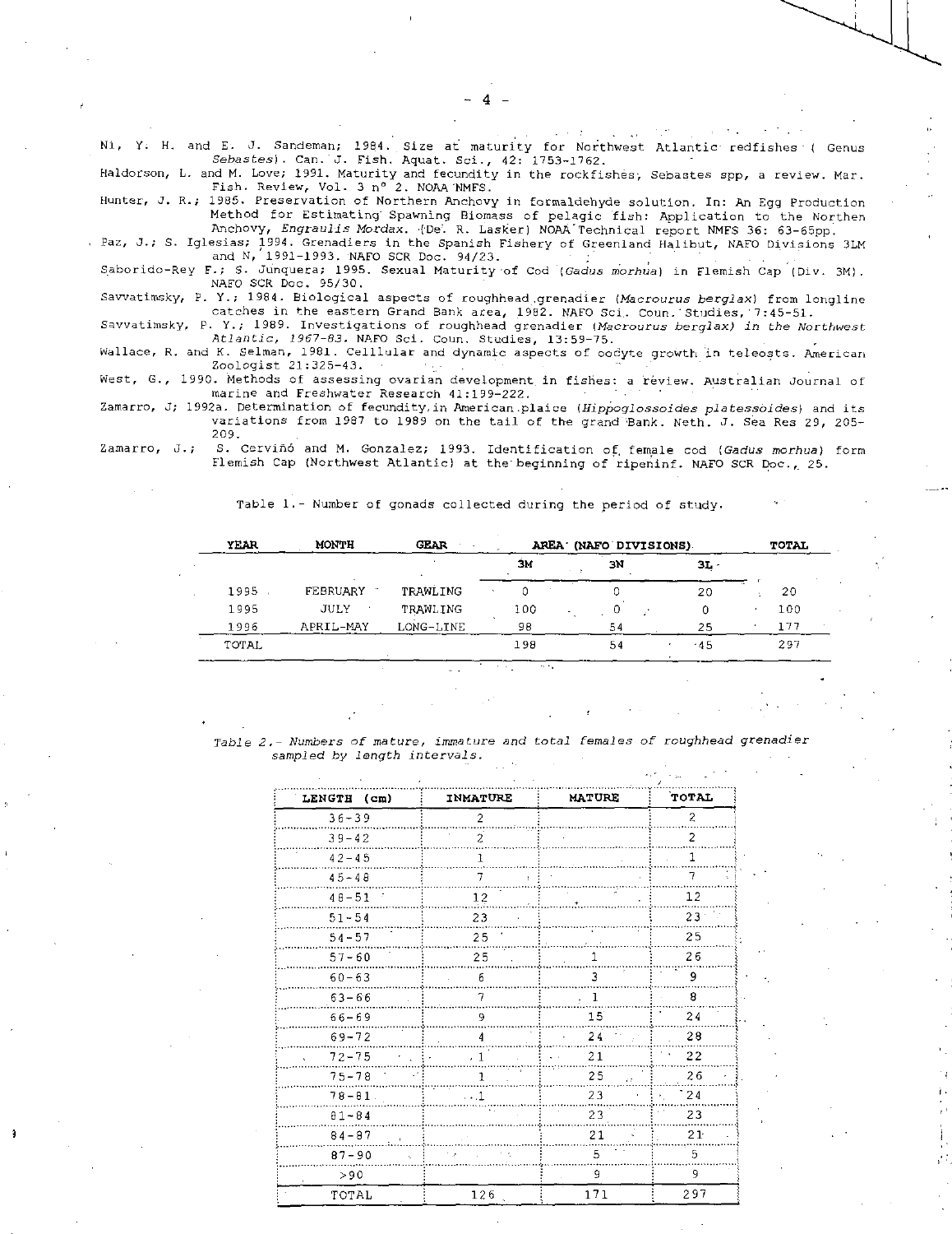Ni, Y. H. and E. J. Sandeman; 1984. Size at maturity for Northwest Atlantic redfishes ( Genus *Sebastes*). Can. J. Fish. Aquat. Sci., 42: 1753-1762.

Haldorson, L. and M. Love; 1991. Maturity and fecundity in the rockfishes, Sebastes spp, a review. Mar. Fish. Review, Vol. 3 nº 2. NOAA NMFS.

Hunter, J. R.; 1985. Preservation of Northern Anchovy in formaldehyde solution. In: An Egg Production Method for Estimating Spawning Biomass of pelagic fish: Application to the Northen Anchovy, *Engraulis Mordax*. (De. R. Lasker) NOAA Technical report NMFS 36: 63-65pp.

Paz, J.; S. Iglesias; 1994. Grenadiers in the Spanish Fishery of Greenland Halibut, NAFO Divisions 3LM and N, 1991-1993. NAFO SCR Doc. 94/23.

Saborido-Rey F.; S. Junquera; 1995. Sexual Maturity of Cod (*Gadus morhua*) in Flemish Cap (Div. 3M). NAFO SCR Doc. 95/30.

Savvatimsky, P. Y.; 1984. Biological aspects of roughhead grenadier (*Macrourus berglax*) from longline catches in the eastern Grand Bank area, 1982. NAFO Sci. Coun. Studies, 7:45-51.

Savvatimsky, P. Y.; 1989. Investigations of roughhead grenadier (*Macrourus berglax) in the Northwest Atlantic, 1967-83.* NAFO Sci. Coun. Studies, 13:59-75.

Wallace, R. and K. Selman, 1981. Celllular and dynamic aspects of oocyte growth in teleosts. American Zoologist 21:325-43.

West, G., 1990. Methods of assessing ovarian development in fishes: a review. Australian Journal of marine and Freshwater Research 41:199-222.

Zamarro, J; 1992a. Determination of fecundity in American plaice (*Hippoglossoides platessoides*) and its variations from 1987 to 1989 on the tail of the grand Bank. Neth. J. Sea Res 29, 205-209.

Zamarro, J.; S. Cerviño and M. Gonzalez; 1993. Identification of female cod (*Gadus morhua*) form Flemish Cap (Northwest Atlantic) at the beginning of ripeninf. NAFO SCR Doc., 25.

Table 1.- Number of gonads collected during the period of study.

| YEAR | MONTH | GEAR | AREA (NAFO DIVISIONS) | | | TOTAL |
|---|---|---|---|---|---|---|
| | | | 3M | 3N | 3L | |
| 1995 | FEBRUARY | TRAWLING | 0 | 0 | 20 | 20 |
| 1995 | JULY | TRAWLING | 100 | 0 | 0 | 100 |
| 1996 | APRIL-MAY | LONG-LINE | 98 | 54 | 25 | 177 |
| TOTAL | | | 198 | 54 | 45 | 297 |

*Table 2.- Numbers of mature, immature and total females of roughhead grenadier sampled by length intervals.*

| LENGTH (cm) | INMATURE | MATURE | TOTAL |
|---|---|---|---|
| 36-39 | 2 | | 2 |
| 39-42 | 2 | | 2 |
| 42-45 | 1 | | 1 |
| 45-48 | 7 | | 7 |
| 48-51 | 12 | | 12 |
| 51-54 | 23 | | 23 |
| 54-57 | 25 | | 25 |
| 57-60 | 25 | 1 | 26 |
| 60-63 | 6 | 3 | 9 |
| 63-66 | 7 | 1 | 8 |
| 66-69 | 9 | 15 | 24 |
| 69-72 | 4 | 24 | 28 |
| 72-75 | 1 | 21 | 22 |
| 75-78 | 1 | 25 | 26 |
| 78-81 | 1 | 23 | 24 |
| 81-84 | | 23 | 23 |
| 84-87 | | 21 | 21 |
| 87-90 | | 5 | 5 |
| >90 | | 9 | 9 |
| TOTAL | 126 | 171 | 297 |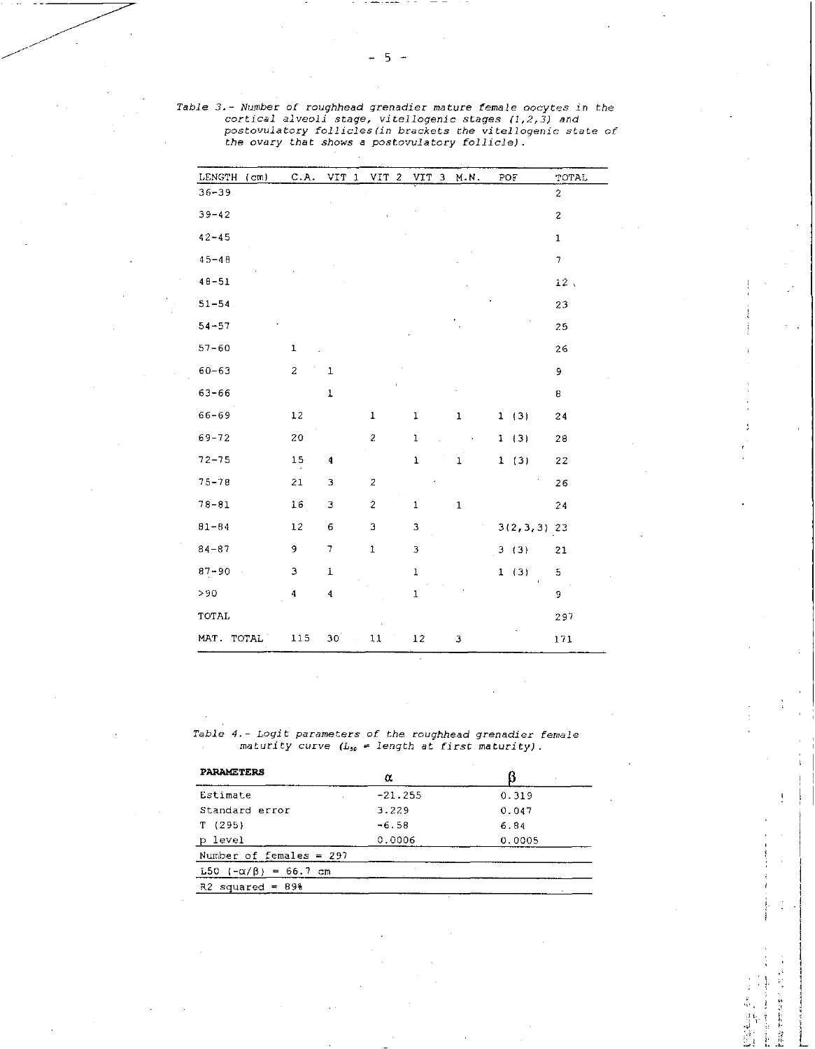*Table 3.- Number of roughhead grenadier mature female oocytes in the cortical alveoli stage, vitellogenic stages (1,2,3) and postovulatory follicles(in brackets the vitellogenic state of the ovary that shows a postovulatory follicle).*

| LENGTH (cm) | C.A. | VIT 1 | VIT 2 | VIT 3 | M.N. | POF | TOTAL |
|---|---|---|---|---|---|---|---|
| 36-39 | | | | | | | 2 |
| 39-42 | | | | | | | 2 |
| 42-45 | | | | | | | 1 |
| 45-48 | | | | | | | 7 |
| 48-51 | | | | | | | 12 |
| 51-54 | | | | | | | 23 |
| 54-57 | | | | | | | 25 |
| 57-60 | 1 | | | | | | 26 |
| 60-63 | 2 | 1 | | | | | 9 |
| 63-66 | | 1 | | | | | 8 |
| 66-69 | 12 | | 1 | 1 | 1 | 1 (3) | 24 |
| 69-72 | 20 | | 2 | 1 | | 1 (3) | 28 |
| 72-75 | 15 | 4 | | 1 | 1 | 1 (3) | 22 |
| 75-78 | 21 | 3 | 2 | | | | 26 |
| 78-81 | 16 | 3 | 2 | 1 | 1 | | 24 |
| 81-84 | 12 | 6 | 3 | 3 | | 3(2,3,3) | 23 |
| 84-87 | 9 | 7 | 1 | 3 | | 3 (3) | 21 |
| 87-90 | 3 | 1 | | 1 | | 1 (3) | 5 |
| >90 | 4 | 4 | | 1 | | | 9 |
| TOTAL | | | | | | | 297 |
| MAT. TOTAL | 115 | 30 | 11 | 12 | 3 | | 171 |

*Table 4.- Logit parameters of the roughhead grenadier female maturity curve ($L_{50}$ = length at first maturity).*

| PARAMETERS | $\alpha$ | $\beta$ |
|---|---|---|
| Estimate | -21.255 | 0.319 |
| Standard error | 3.229 | 0.047 |
| T (295) | -6.58 | 6.84 |
| p level | 0.0006 | 0.0005 |
| Number of females = 297 | | |
| L50 $(-\alpha/\beta)$ = 66.7 cm | | |
| R2 squared = 89% | | |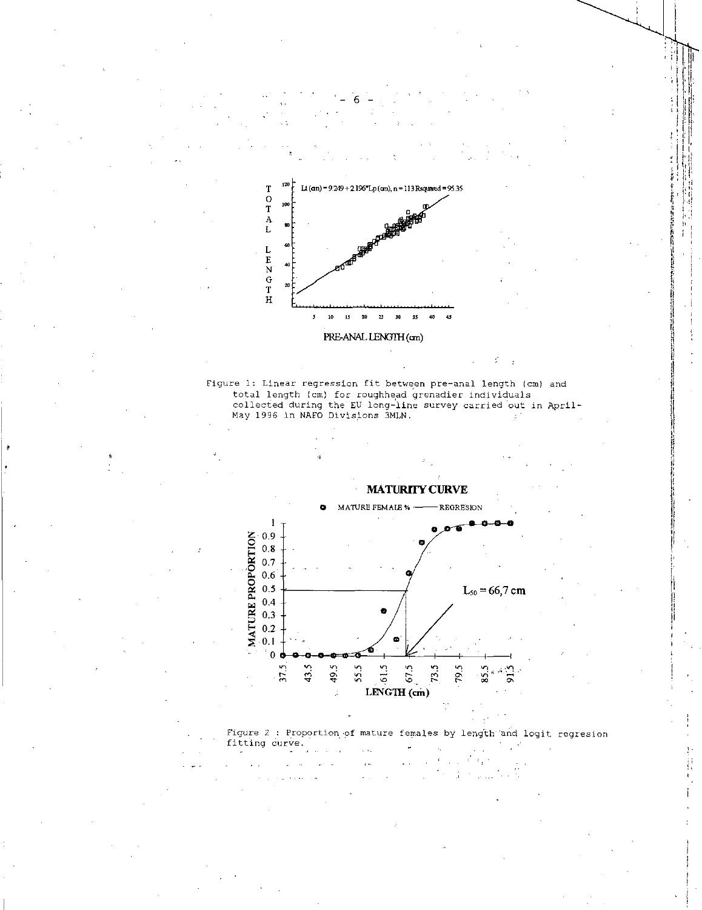TOTAL LENGTH

$Lt\,(cm) = 9.249 + 2.196{*}Lp\,(cm),\ n = 113\ Rsquared = 95.35$

120
100
80
60
40
20

5 10 15 20 25 30 35 40 45

PRE-ANAL LENGTH (cm)

Figure 1: Linear regression fit between pre-anal length (cm) and total length (cm) for roughhead grenadier individuals collected during the EU long-line survey carried out in April-May 1996 in NAFO Divisions 3MLN.

**MATURITY CURVE**

MATURE FEMALE % — REGRESION

MATURE PROPORTION

1
0.9
0.8
0.7
0.6
0.5
0.4
0.3
0.2
0.1
0

$L_{50} = 66{,}7$ cm

37.5 43.5 49.5 55.5 61.5 67.5 73.5 79.5 85.5 91.5

LENGTH (cm)

Figure 2 : Proportion of mature females by length and logit regresion fitting curve.